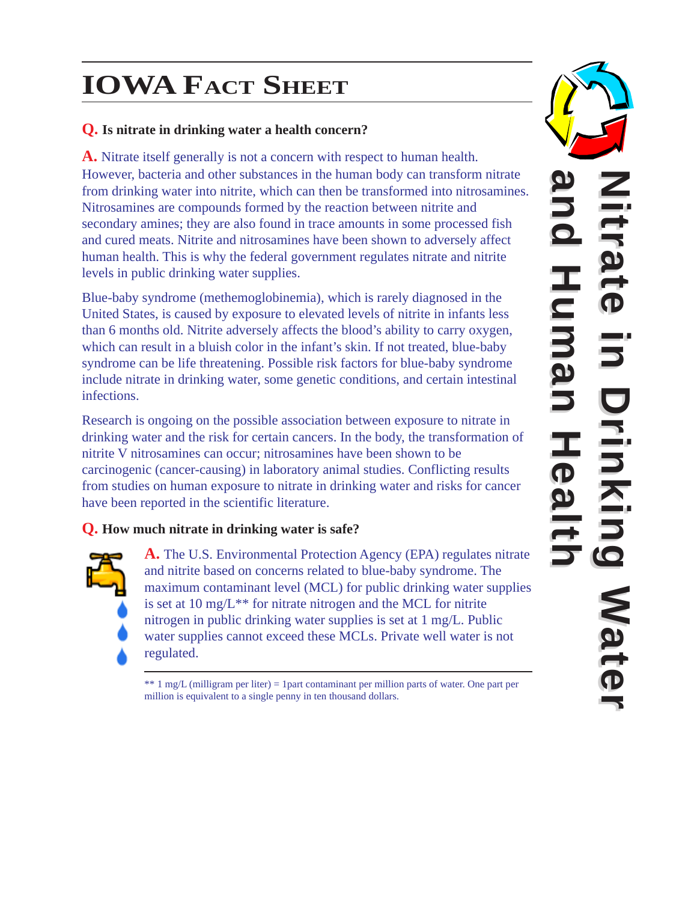# IOWA FACT SHEET

## Nitrate in Drinking Water and Human Health

**Q. Is nitrate in drinking water a health concern?**

**A.** Nitrate itself generally is not a concern with respect to human health. However, bacteria and other substances in the human body can transform nitrate from drinking water into nitrite, which can then be transformed into nitrosamines. Nitrosamines are compounds formed by the reaction between nitrite and secondary amines; they are also found in trace amounts in some processed fish and cured meats. Nitrite and nitrosamines have been shown to adversely affect human health. This is why the federal government regulates nitrate and nitrite levels in public drinking water supplies.

Blue-baby syndrome (methemoglobinemia), which is rarely diagnosed in the United States, is caused by exposure to elevated levels of nitrite in infants less than 6 months old. Nitrite adversely affects the blood's ability to carry oxygen, which can result in a bluish color in the infant's skin. If not treated, blue-baby syndrome can be life threatening. Possible risk factors for blue-baby syndrome include nitrate in drinking water, some genetic conditions, and certain intestinal infections.

Research is ongoing on the possible association between exposure to nitrate in drinking water and the risk for certain cancers. In the body, the transformation of nitrite V nitrosamines can occur; nitrosamines have been shown to be carcinogenic (cancer-causing) in laboratory animal studies. Conflicting results from studies on human exposure to nitrate in drinking water and risks for cancer have been reported in the scientific literature.

**Q. How much nitrate in drinking water is safe?**

**A.** The U.S. Environmental Protection Agency (EPA) regulates nitrate and nitrite based on concerns related to blue-baby syndrome. The maximum contaminant level (MCL) for public drinking water supplies is set at 10 mg/L** for nitrate nitrogen and the MCL for nitrite nitrogen in public drinking water supplies is set at 1 mg/L. Public water supplies cannot exceed these MCLs. Private well water is not regulated.

---

** 1 mg/L (milligram per liter) = 1part contaminant per million parts of water. One part per million is equivalent to a single penny in ten thousand dollars.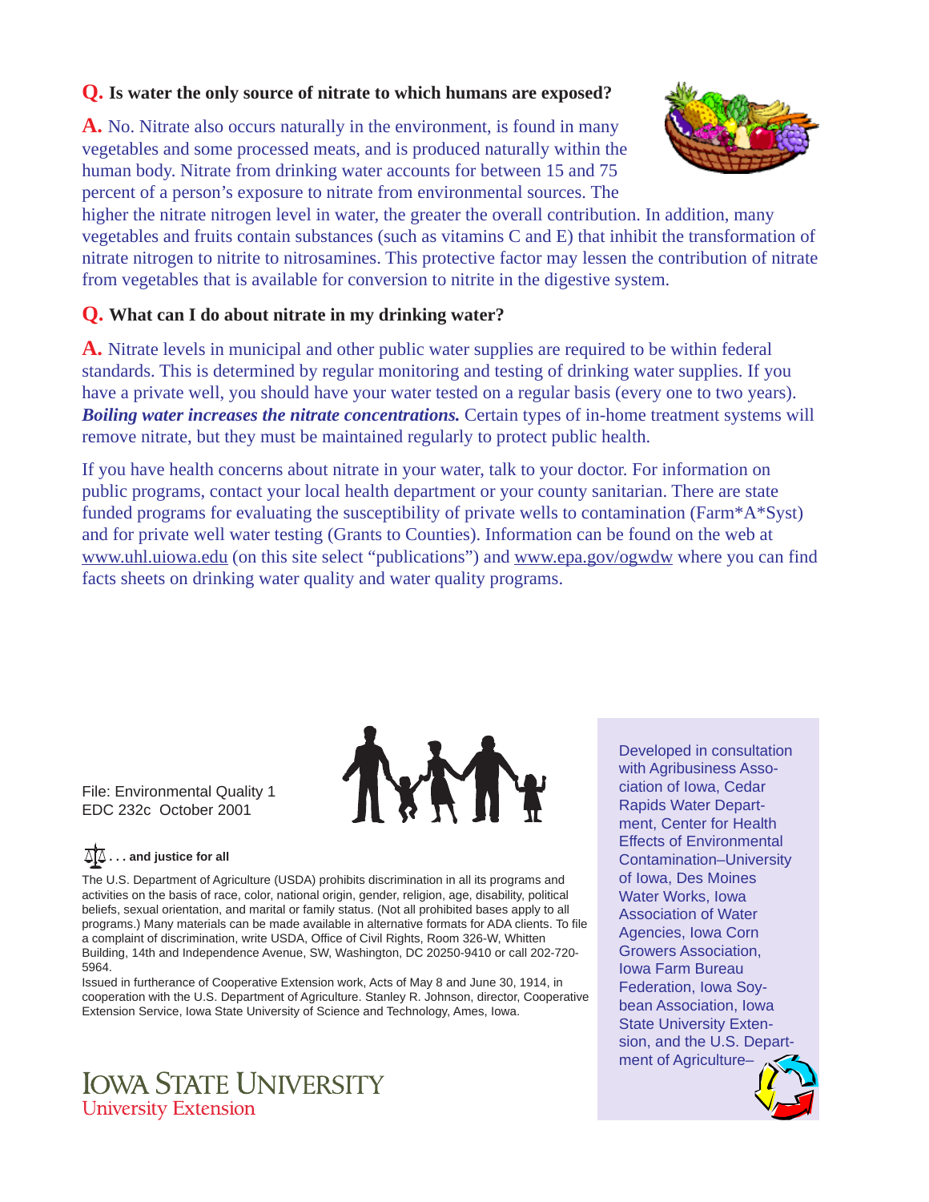**Q. Is water the only source of nitrate to which humans are exposed?**

**A.** No. Nitrate also occurs naturally in the environment, is found in many vegetables and some processed meats, and is produced naturally within the human body. Nitrate from drinking water accounts for between 15 and 75 percent of a person's exposure to nitrate from environmental sources. The higher the nitrate nitrogen level in water, the greater the overall contribution. In addition, many vegetables and fruits contain substances (such as vitamins C and E) that inhibit the transformation of nitrate nitrogen to nitrite to nitrosamines. This protective factor may lessen the contribution of nitrate from vegetables that is available for conversion to nitrite in the digestive system.

**Q. What can I do about nitrate in my drinking water?**

**A.** Nitrate levels in municipal and other public water supplies are required to be within federal standards. This is determined by regular monitoring and testing of drinking water supplies. If you have a private well, you should have your water tested on a regular basis (every one to two years). ***Boiling water increases the nitrate concentrations.*** Certain types of in-home treatment systems will remove nitrate, but they must be maintained regularly to protect public health.

If you have health concerns about nitrate in your water, talk to your doctor. For information on public programs, contact your local health department or your county sanitarian. There are state funded programs for evaluating the susceptibility of private wells to contamination (Farm*A*Syst) and for private well water testing (Grants to Counties). Information can be found on the web at www.uhl.uiowa.edu (on this site select "publications") and www.epa.gov/ogwdw where you can find facts sheets on drinking water quality and water quality programs.

File: Environmental Quality 1
EDC 232c October 2001

**. . . and justice for all**

The U.S. Department of Agriculture (USDA) prohibits discrimination in all its programs and activities on the basis of race, color, national origin, gender, religion, age, disability, political beliefs, sexual orientation, and marital or family status. (Not all prohibited bases apply to all programs.) Many materials can be made available in alternative formats for ADA clients. To file a complaint of discrimination, write USDA, Office of Civil Rights, Room 326-W, Whitten Building, 14th and Independence Avenue, SW, Washington, DC 20250-9410 or call 202-720-5964.

Issued in furtherance of Cooperative Extension work, Acts of May 8 and June 30, 1914, in cooperation with the U.S. Department of Agriculture. Stanley R. Johnson, director, Cooperative Extension Service, Iowa State University of Science and Technology, Ames, Iowa.

Developed in consultation with Agribusiness Association of Iowa, Cedar Rapids Water Department, Center for Health Effects of Environmental Contamination–University of Iowa, Des Moines Water Works, Iowa Association of Water Agencies, Iowa Corn Growers Association, Iowa Farm Bureau Federation, Iowa Soybean Association, Iowa State University Extension, and the U.S. Department of Agriculture–

IOWA STATE UNIVERSITY
University Extension